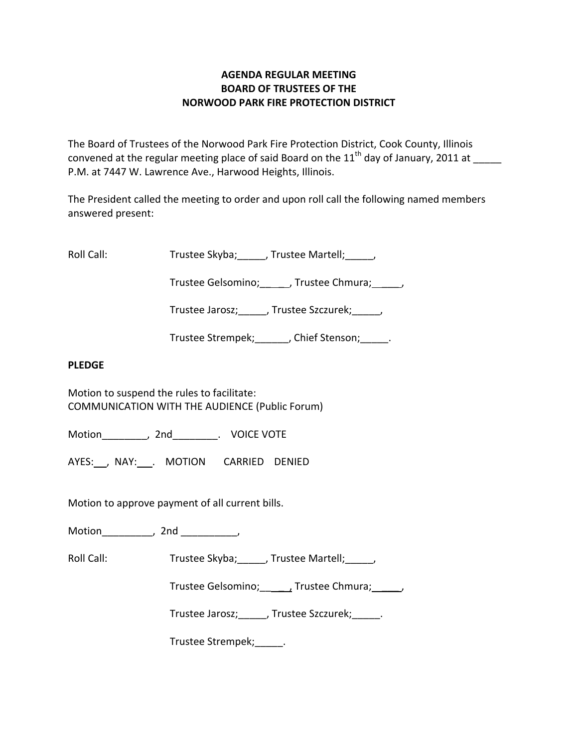# AGENDA REGULAR MEETING
# BOARD OF TRUSTEES OF THE
# NORWOOD PARK FIRE PROTECTION DISTRICT

The Board of Trustees of the Norwood Park Fire Protection District, Cook County, Illinois convened at the regular meeting place of said Board on the 11th day of January, 2011 at _____ P.M. at 7447 W. Lawrence Ave., Harwood Heights, Illinois.

The President called the meeting to order and upon roll call the following named members answered present:

Roll Call: Trustee Skyba;_____, Trustee Martell;_____,

Trustee Gelsomino;_____, Trustee Chmura;_____,

Trustee Jarosz;_____, Trustee Szczurek;_____,

Trustee Strempek;______, Chief Stenson;_____.

**PLEDGE**

Motion to suspend the rules to facilitate:
COMMUNICATION WITH THE AUDIENCE (Public Forum)

Motion________, 2nd________. VOICE VOTE

AYES:___, NAY:___. MOTION CARRIED DENIED

Motion to approve payment of all current bills.

Motion_________, 2nd __________,

Roll Call: Trustee Skyba;_____, Trustee Martell;_____,

Trustee Gelsomino;_____, Trustee Chmura;_____,

Trustee Jarosz;_____, Trustee Szczurek;_____.

Trustee Strempek;_____.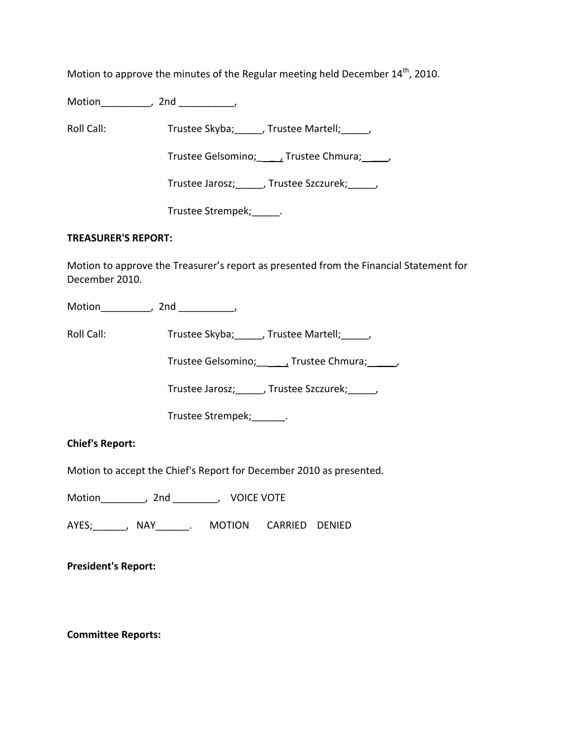Motion to approve the minutes of the Regular meeting held December 14th, 2010.

Motion_________, 2nd __________,

Roll Call: Trustee Skyba;_____, Trustee Martell;_____,

Trustee Gelsomino;_____, Trustee Chmura;_____,

Trustee Jarosz;_____, Trustee Szczurek;_____,

Trustee Strempek;_____.

**TREASURER'S REPORT:**

Motion to approve the Treasurer's report as presented from the Financial Statement for December 2010.

Motion_________, 2nd __________,

Roll Call: Trustee Skyba;_____, Trustee Martell;_____,

Trustee Gelsomino;_____, Trustee Chmura;_____,

Trustee Jarosz;_____, Trustee Szczurek;_____,

Trustee Strempek;______.

**Chief's Report:**

Motion to accept the Chief's Report for December 2010 as presented.

Motion________, 2nd ________, VOICE VOTE

AYES;______, NAY______. MOTION CARRIED DENIED

**President's Report:**

**Committee Reports:**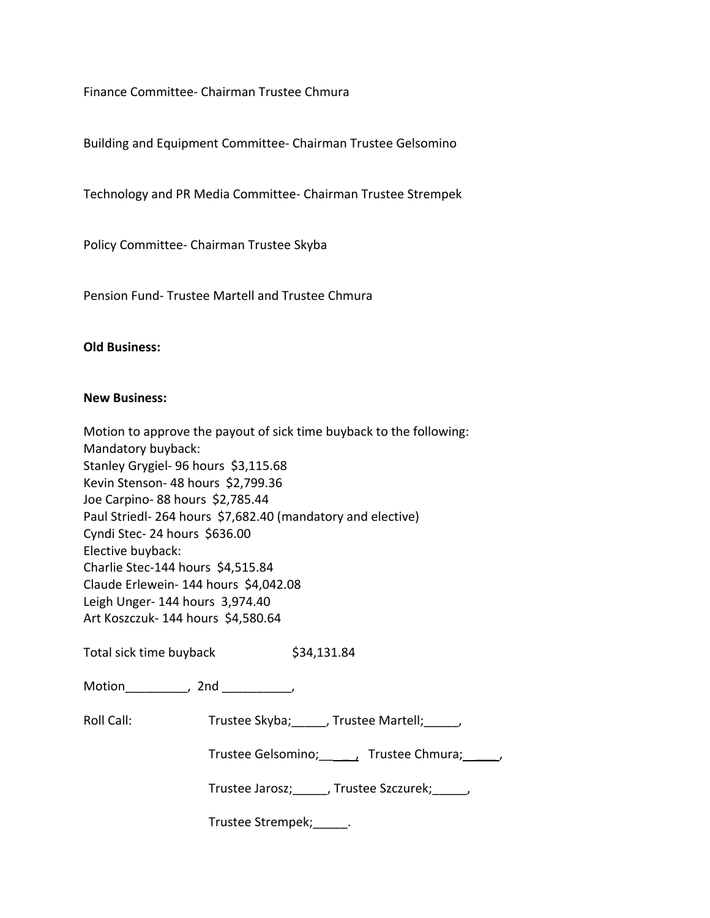Finance Committee- Chairman Trustee Chmura

Building and Equipment Committee- Chairman Trustee Gelsomino

Technology and PR Media Committee- Chairman Trustee Strempek

Policy Committee- Chairman Trustee Skyba

Pension Fund- Trustee Martell and Trustee Chmura

**Old Business:**

**New Business:**

Motion to approve the payout of sick time buyback to the following:
Mandatory buyback:
Stanley Grygiel- 96 hours $3,115.68
Kevin Stenson- 48 hours $2,799.36
Joe Carpino- 88 hours $2,785.44
Paul Striedl- 264 hours $7,682.40 (mandatory and elective)
Cyndi Stec- 24 hours $636.00
Elective buyback:
Charlie Stec-144 hours $4,515.84
Claude Erlewein- 144 hours $4,042.08
Leigh Unger- 144 hours 3,974.40
Art Koszczuk- 144 hours $4,580.64

Total sick time buyback $34,131.84

Motion_________, 2nd __________,

Roll Call: Trustee Skyba;_____, Trustee Martell;_____,

Trustee Gelsomino;_____, Trustee Chmura;_____,

Trustee Jarosz;_____, Trustee Szczurek;_____,

Trustee Strempek;_____.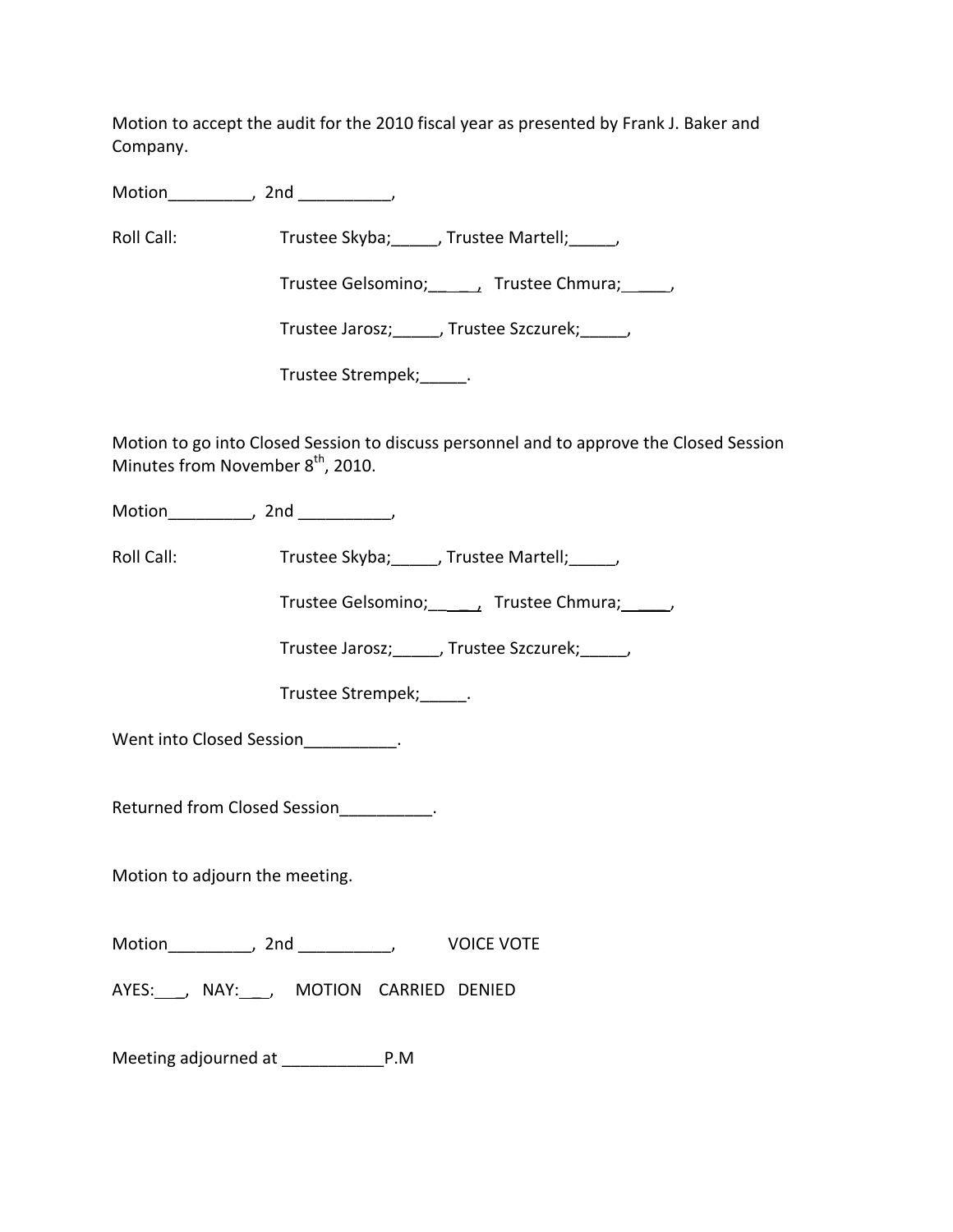Motion to accept the audit for the 2010 fiscal year as presented by Frank J. Baker and Company.

Motion_________, 2nd __________,

Roll Call: Trustee Skyba;_____, Trustee Martell;_____,

Trustee Gelsomino;_____, Trustee Chmura;_____,

Trustee Jarosz;_____, Trustee Szczurek;_____,

Trustee Strempek;_____.

Motion to go into Closed Session to discuss personnel and to approve the Closed Session Minutes from November 8th, 2010.

Motion_________, 2nd __________,

Roll Call: Trustee Skyba;_____, Trustee Martell;_____,

Trustee Gelsomino;_____, Trustee Chmura;_____,

Trustee Jarosz;_____, Trustee Szczurek;_____,

Trustee Strempek;_____.

Went into Closed Session__________.

Returned from Closed Session__________.

Motion to adjourn the meeting.

Motion_________, 2nd __________, VOICE VOTE

AYES:___, NAY:___, MOTION CARRIED DENIED

Meeting adjourned at ___________P.M